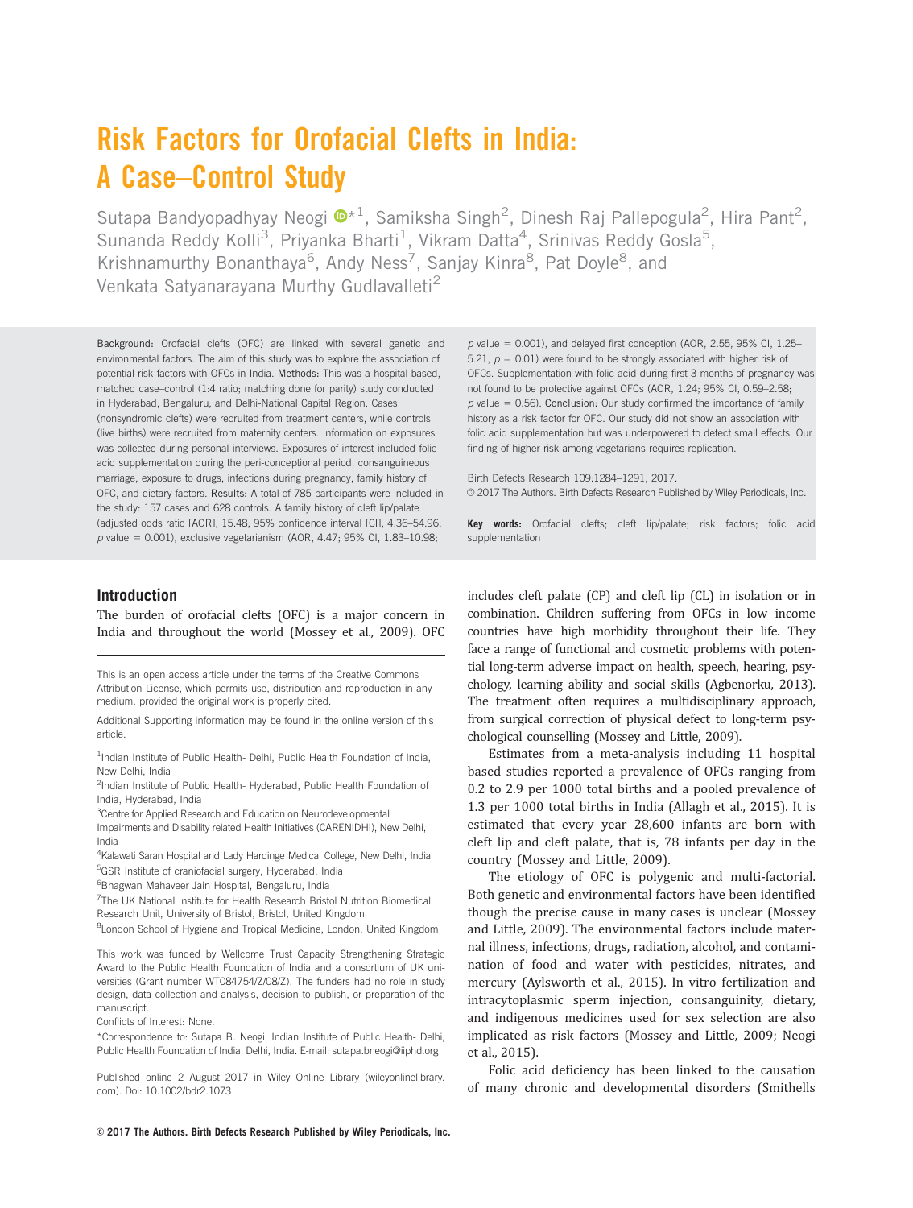# Risk Factors for Orofacial Clefts in India: A Case–Control Study

Sutapa Bandyopadhyay Neogi *[1], Samiksha Singh[2], Dinesh Raj Pallepogula[2], Hira Pant[2], Sunanda Reddy Kolli[3], Priyanka Bharti[1], Vikram Datta[4], Srinivas Reddy Gosla[5], Krishnamurthy Bonanthaya[6], Andy Ness[7], Sanjay Kinra[8], Pat Doyle[8], and Venkata Satyanarayana Murthy Gudlavalleti[2]

**Background:** Orofacial clefts (OFC) are linked with several genetic and environmental factors. The aim of this study was to explore the association of potential risk factors with OFCs in India. **Methods:** This was a hospital-based, matched case–control (1:4 ratio; matching done for parity) study conducted in Hyderabad, Bengaluru, and Delhi-National Capital Region. Cases (nonsyndromic clefts) were recruited from treatment centers, while controls (live births) were recruited from maternity centers. Information on exposures was collected during personal interviews. Exposures of interest included folic acid supplementation during the peri-conceptional period, consanguineous marriage, exposure to drugs, infections during pregnancy, family history of OFC, and dietary factors. **Results:** A total of 785 participants were included in the study: 157 cases and 628 controls. A family history of cleft lip/palate (adjusted odds ratio [AOR], 15.48; 95% confidence interval [CI], 4.36–54.96; $p$ value = 0.001), exclusive vegetarianism (AOR, 4.47; 95% CI, 1.83–10.98; $p$ value = 0.001), and delayed first conception (AOR, 2.55, 95% CI, 1.25–5.21, $p$ = 0.01) were found to be strongly associated with higher risk of OFCs. Supplementation with folic acid during first 3 months of pregnancy was not found to be protective against OFCs (AOR, 1.24; 95% CI, 0.59–2.58; $p$ value = 0.56). **Conclusion:** Our study confirmed the importance of family history as a risk factor for OFC. Our study did not show an association with folic acid supplementation but was underpowered to detect small effects. Our finding of higher risk among vegetarians requires replication.

Birth Defects Research 109:1284–1291, 2017.
© 2017 The Authors. Birth Defects Research Published by Wiley Periodicals, Inc.

**Key words:** Orofacial clefts; cleft lip/palate; risk factors; folic acid supplementation

## Introduction

The burden of orofacial clefts (OFC) is a major concern in India and throughout the world (Mossey et al., 2009). OFC includes cleft palate (CP) and cleft lip (CL) in isolation or in combination. Children suffering from OFCs in low income countries have high morbidity throughout their life. They face a range of functional and cosmetic problems with potential long-term adverse impact on health, speech, hearing, psychology, learning ability and social skills (Agbenorku, 2013). The treatment often requires a multidisciplinary approach, from surgical correction of physical defect to long-term psychological counselling (Mossey and Little, 2009).

Estimates from a meta-analysis including 11 hospital based studies reported a prevalence of OFCs ranging from 0.2 to 2.9 per 1000 total births and a pooled prevalence of 1.3 per 1000 total births in India (Allagh et al., 2015). It is estimated that every year 28,600 infants are born with cleft lip and cleft palate, that is, 78 infants per day in the country (Mossey and Little, 2009).

The etiology of OFC is polygenic and multi-factorial. Both genetic and environmental factors have been identified though the precise cause in many cases is unclear (Mossey and Little, 2009). The environmental factors include maternal illness, infections, drugs, radiation, alcohol, and contamination of food and water with pesticides, nitrates, and mercury (Aylsworth et al., 2015). In vitro fertilization and intracytoplasmic sperm injection, consanguinity, dietary, and indigenous medicines used for sex selection are also implicated as risk factors (Mossey and Little, 2009; Neogi et al., 2015).

Folic acid deficiency has been linked to the causation of many chronic and developmental disorders (Smithells

---

This is an open access article under the terms of the Creative Commons Attribution License, which permits use, distribution and reproduction in any medium, provided the original work is properly cited.

Additional Supporting information may be found in the online version of this article.

[1]Indian Institute of Public Health- Delhi, Public Health Foundation of India, New Delhi, India

[2]Indian Institute of Public Health- Hyderabad, Public Health Foundation of India, Hyderabad, India

[3]Centre for Applied Research and Education on Neurodevelopmental Impairments and Disability related Health Initiatives (CARENIDHI), New Delhi, India

[4]Kalawati Saran Hospital and Lady Hardinge Medical College, New Delhi, India

[5]GSR Institute of craniofacial surgery, Hyderabad, India

[6]Bhagwan Mahaveer Jain Hospital, Bengaluru, India

[7]The UK National Institute for Health Research Bristol Nutrition Biomedical Research Unit, University of Bristol, Bristol, United Kingdom

[8]London School of Hygiene and Tropical Medicine, London, United Kingdom

This work was funded by Wellcome Trust Capacity Strengthening Strategic Award to the Public Health Foundation of India and a consortium of UK universities (Grant number WT084754/Z/08/Z). The funders had no role in study design, data collection and analysis, decision to publish, or preparation of the manuscript.

Conflicts of Interest: None.

*Correspondence to: Sutapa B. Neogi, Indian Institute of Public Health- Delhi, Public Health Foundation of India, Delhi, India. E-mail: sutapa.bneogi@iiphd.org

Published online 2 August 2017 in Wiley Online Library (wileyonlinelibrary.com). Doi: 10.1002/bdr2.1073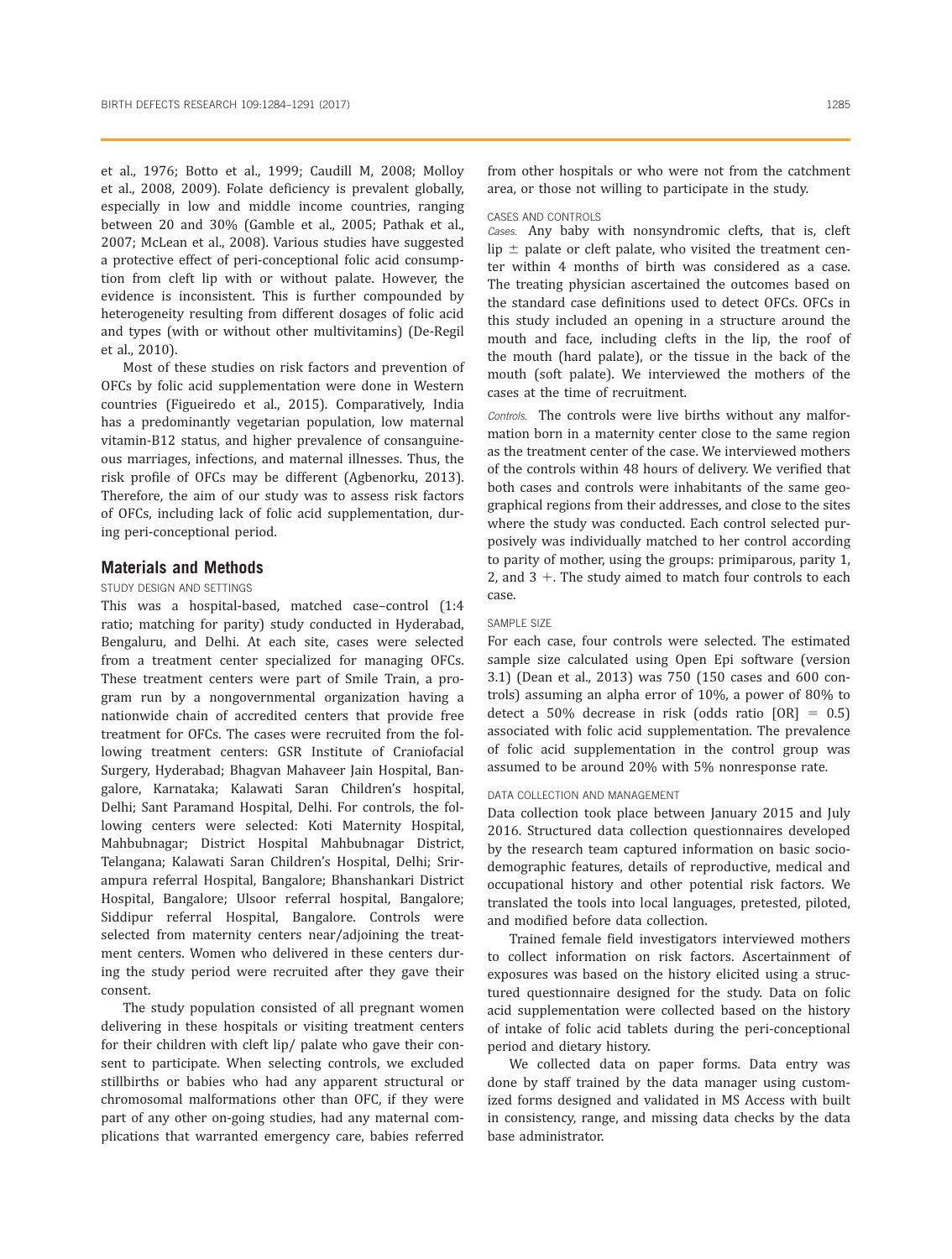et al., 1976; Botto et al., 1999; Caudill M, 2008; Molloy et al., 2008, 2009). Folate deficiency is prevalent globally, especially in low and middle income countries, ranging between 20 and 30% (Gamble et al., 2005; Pathak et al., 2007; McLean et al., 2008). Various studies have suggested a protective effect of peri-conceptional folic acid consumption from cleft lip with or without palate. However, the evidence is inconsistent. This is further compounded by heterogeneity resulting from different dosages of folic acid and types (with or without other multivitamins) (De-Regil et al., 2010).

Most of these studies on risk factors and prevention of OFCs by folic acid supplementation were done in Western countries (Figueiredo et al., 2015). Comparatively, India has a predominantly vegetarian population, low maternal vitamin-B12 status, and higher prevalence of consanguineous marriages, infections, and maternal illnesses. Thus, the risk profile of OFCs may be different (Agbenorku, 2013). Therefore, the aim of our study was to assess risk factors of OFCs, including lack of folic acid supplementation, during peri-conceptional period.

## Materials and Methods

### STUDY DESIGN AND SETTINGS

This was a hospital-based, matched case–control (1:4 ratio; matching for parity) study conducted in Hyderabad, Bengaluru, and Delhi. At each site, cases were selected from a treatment center specialized for managing OFCs. These treatment centers were part of Smile Train, a program run by a nongovernmental organization having a nationwide chain of accredited centers that provide free treatment for OFCs. The cases were recruited from the following treatment centers: GSR Institute of Craniofacial Surgery, Hyderabad; Bhagvan Mahaveer Jain Hospital, Bangalore, Karnataka; Kalawati Saran Children's hospital, Delhi; Sant Paramand Hospital, Delhi. For controls, the following centers were selected: Koti Maternity Hospital, Mahbubnagar; District Hospital Mahbubnagar District, Telangana; Kalawati Saran Children's Hospital, Delhi; Srirampura referral Hospital, Bangalore; Bhanshankari District Hospital, Bangalore; Ulsoor referral hospital, Bangalore; Siddipur referral Hospital, Bangalore. Controls were selected from maternity centers near/adjoining the treatment centers. Women who delivered in these centers during the study period were recruited after they gave their consent.

The study population consisted of all pregnant women delivering in these hospitals or visiting treatment centers for their children with cleft lip/ palate who gave their consent to participate. When selecting controls, we excluded stillbirths or babies who had any apparent structural or chromosomal malformations other than OFC, if they were part of any other on-going studies, had any maternal complications that warranted emergency care, babies referred from other hospitals or who were not from the catchment area, or those not willing to participate in the study.

### CASES AND CONTROLS

*Cases.* Any baby with nonsyndromic clefts, that is, cleft lip ± palate or cleft palate, who visited the treatment center within 4 months of birth was considered as a case. The treating physician ascertained the outcomes based on the standard case definitions used to detect OFCs. OFCs in this study included an opening in a structure around the mouth and face, including clefts in the lip, the roof of the mouth (hard palate), or the tissue in the back of the mouth (soft palate). We interviewed the mothers of the cases at the time of recruitment.

*Controls.* The controls were live births without any malformation born in a maternity center close to the same region as the treatment center of the case. We interviewed the mothers of the controls within 48 hours of delivery. We verified that both cases and controls were inhabitants of the same geographical regions from their addresses, and close to the sites where the study was conducted. Each control selected purposively was individually matched to her control according to parity of mother, using the groups: primiparous, parity 1, 2, and 3 +. The study aimed to match four controls to each case.

### SAMPLE SIZE

For each case, four controls were selected. The estimated sample size calculated using Open Epi software (version 3.1) (Dean et al., 2013) was 750 (150 cases and 600 controls) assuming an alpha error of 10%, a power of 80% to detect a 50% decrease in risk (odds ratio [OR] = 0.5) associated with folic acid supplementation. The prevalence of folic acid supplementation in the control group was assumed to be around 20% with 5% nonresponse rate.

### DATA COLLECTION AND MANAGEMENT

Data collection took place between January 2015 and July 2016. Structured data collection questionnaires developed by the research team captured information on basic sociodemographic features, details of reproductive, medical and occupational history and other potential risk factors. We translated the tools into local languages, pretested, piloted, and modified before data collection.

Trained female field investigators interviewed mothers to collect information on risk factors. Ascertainment of exposures was based on the history elicited using a structured questionnaire designed for the study. Data on folic acid supplementation were collected based on the history of intake of folic acid tablets during the peri-conceptional period and dietary history.

We collected data on paper forms. Data entry was done by staff trained by the data manager using customized forms designed and validated in MS Access with built in consistency, range, and missing data checks by the data base administrator.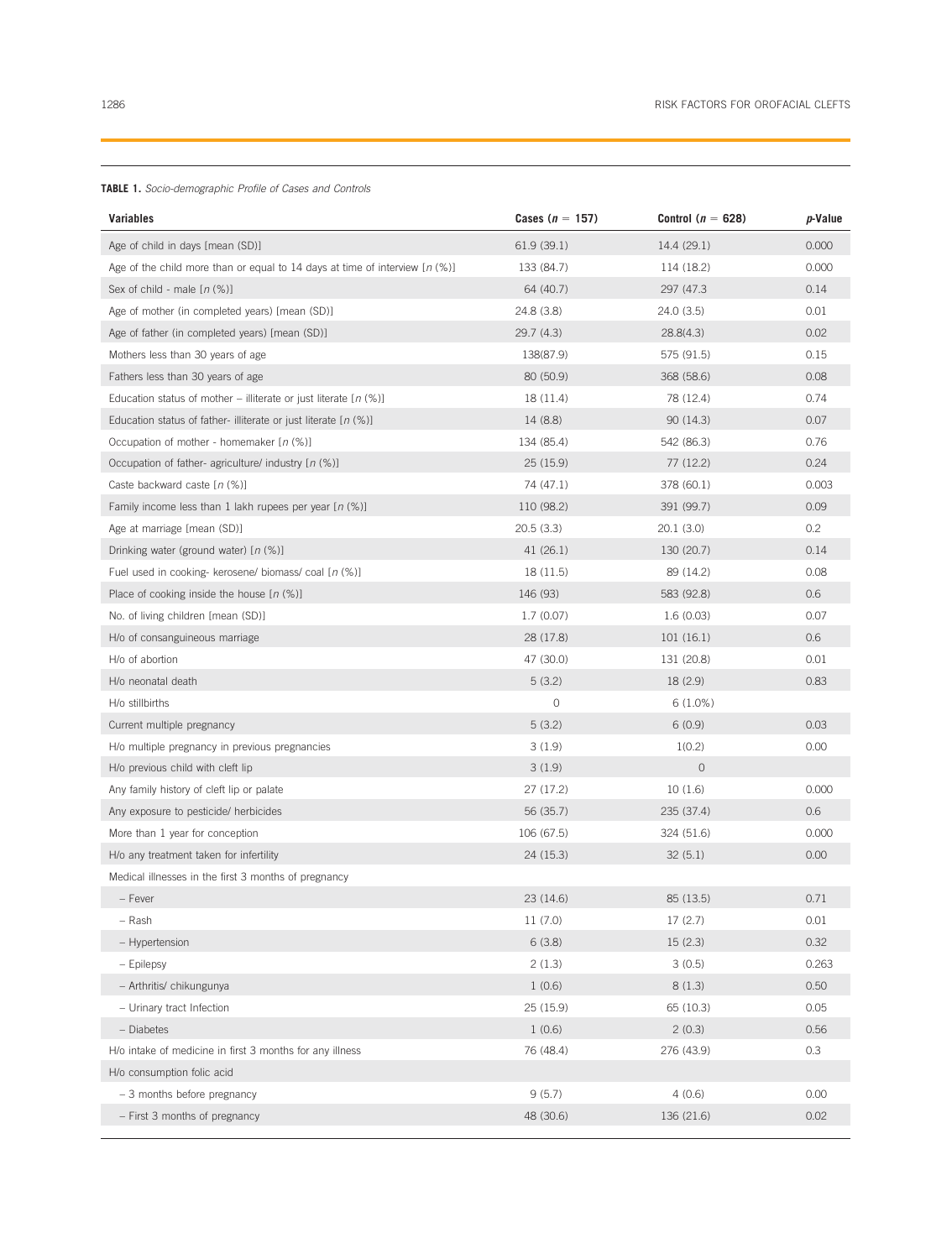**TABLE 1.** *Socio-demographic Profile of Cases and Controls*

| Variables | Cases ($n$ = 157) | Control ($n$ = 628) | *p*-Value |
|---|---|---|---|
| Age of child in days [mean (SD)] | 61.9 (39.1) | 14.4 (29.1) | 0.000 |
| Age of the child more than or equal to 14 days at time of interview [$n$ (%)] | 133 (84.7) | 114 (18.2) | 0.000 |
| Sex of child - male [$n$ (%)] | 64 (40.7) | 297 (47.3 | 0.14 |
| Age of mother (in completed years) [mean (SD)] | 24.8 (3.8) | 24.0 (3.5) | 0.01 |
| Age of father (in completed years) [mean (SD)] | 29.7 (4.3) | 28.8(4.3) | 0.02 |
| Mothers less than 30 years of age | 138(87.9) | 575 (91.5) | 0.15 |
| Fathers less than 30 years of age | 80 (50.9) | 368 (58.6) | 0.08 |
| Education status of mother – illiterate or just literate [$n$ (%)] | 18 (11.4) | 78 (12.4) | 0.74 |
| Education status of father- illiterate or just literate [$n$ (%)] | 14 (8.8) | 90 (14.3) | 0.07 |
| Occupation of mother - homemaker [$n$ (%)] | 134 (85.4) | 542 (86.3) | 0.76 |
| Occupation of father- agriculture/ industry [$n$ (%)] | 25 (15.9) | 77 (12.2) | 0.24 |
| Caste backward caste [$n$ (%)] | 74 (47.1) | 378 (60.1) | 0.003 |
| Family income less than 1 lakh rupees per year [$n$ (%)] | 110 (98.2) | 391 (99.7) | 0.09 |
| Age at marriage [mean (SD)] | 20.5 (3.3) | 20.1 (3.0) | 0.2 |
| Drinking water (ground water) [$n$ (%)] | 41 (26.1) | 130 (20.7) | 0.14 |
| Fuel used in cooking- kerosene/ biomass/ coal [$n$ (%)] | 18 (11.5) | 89 (14.2) | 0.08 |
| Place of cooking inside the house [$n$ (%)] | 146 (93) | 583 (92.8) | 0.6 |
| No. of living children [mean (SD)] | 1.7 (0.07) | 1.6 (0.03) | 0.07 |
| H/o of consanguineous marriage | 28 (17.8) | 101 (16.1) | 0.6 |
| H/o of abortion | 47 (30.0) | 131 (20.8) | 0.01 |
| H/o neonatal death | 5 (3.2) | 18 (2.9) | 0.83 |
| H/o stillbirths | 0 | 6 (1.0%) | |
| Current multiple pregnancy | 5 (3.2) | 6 (0.9) | 0.03 |
| H/o multiple pregnancy in previous pregnancies | 3 (1.9) | 1(0.2) | 0.00 |
| H/o previous child with cleft lip | 3 (1.9) | 0 | |
| Any family history of cleft lip or palate | 27 (17.2) | 10 (1.6) | 0.000 |
| Any exposure to pesticide/ herbicides | 56 (35.7) | 235 (37.4) | 0.6 |
| More than 1 year for conception | 106 (67.5) | 324 (51.6) | 0.000 |
| H/o any treatment taken for infertility | 24 (15.3) | 32 (5.1) | 0.00 |
| Medical illnesses in the first 3 months of pregnancy | | | |
| – Fever | 23 (14.6) | 85 (13.5) | 0.71 |
| – Rash | 11 (7.0) | 17 (2.7) | 0.01 |
| – Hypertension | 6 (3.8) | 15 (2.3) | 0.32 |
| – Epilepsy | 2 (1.3) | 3 (0.5) | 0.263 |
| – Arthritis/ chikungunya | 1 (0.6) | 8 (1.3) | 0.50 |
| – Urinary tract Infection | 25 (15.9) | 65 (10.3) | 0.05 |
| – Diabetes | 1 (0.6) | 2 (0.3) | 0.56 |
| H/o intake of medicine in first 3 months for any illness | 76 (48.4) | 276 (43.9) | 0.3 |
| H/o consumption folic acid | | | |
| – 3 months before pregnancy | 9 (5.7) | 4 (0.6) | 0.00 |
| – First 3 months of pregnancy | 48 (30.6) | 136 (21.6) | 0.02 |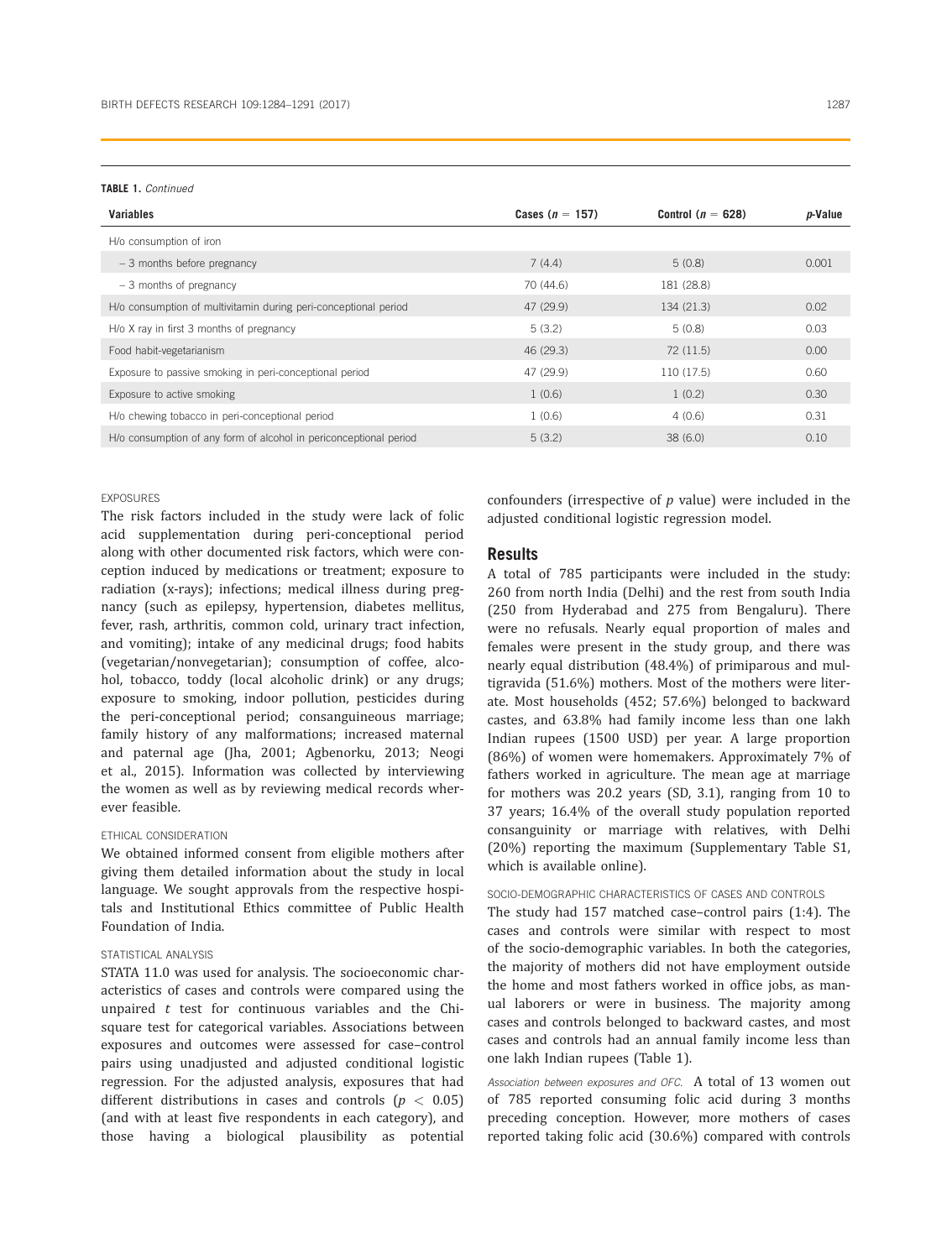**TABLE 1.** *Continued*

| Variables | Cases ($n$ = 157) | Control ($n$ = 628) | $p$-Value |
|---|---|---|---|
| H/o consumption of iron | | | |
| – 3 months before pregnancy | 7 (4.4) | 5 (0.8) | 0.001 |
| – 3 months of pregnancy | 70 (44.6) | 181 (28.8) | |
| H/o consumption of multivitamin during peri-conceptional period | 47 (29.9) | 134 (21.3) | 0.02 |
| H/o X ray in first 3 months of pregnancy | 5 (3.2) | 5 (0.8) | 0.03 |
| Food habit-vegetarianism | 46 (29.3) | 72 (11.5) | 0.00 |
| Exposure to passive smoking in peri-conceptional period | 47 (29.9) | 110 (17.5) | 0.60 |
| Exposure to active smoking | 1 (0.6) | 1 (0.2) | 0.30 |
| H/o chewing tobacco in peri-conceptional period | 1 (0.6) | 4 (0.6) | 0.31 |
| H/o consumption of any form of alcohol in periconceptional period | 5 (3.2) | 38 (6.0) | 0.10 |

#### EXPOSURES

The risk factors included in the study were lack of folic acid supplementation during peri-conceptional period along with other documented risk factors, which were conception induced by medications or treatment; exposure to radiation (x-rays); infections; medical illness during pregnancy (such as epilepsy, hypertension, diabetes mellitus, fever, rash, arthritis, common cold, urinary tract infection, and vomiting); intake of any medicinal drugs; food habits (vegetarian/nonvegetarian); consumption of coffee, alcohol, tobacco, toddy (local alcoholic drink) or any drugs; exposure to smoking, indoor pollution, pesticides during the peri-conceptional period; consanguineous marriage; family history of any malformations; increased maternal and paternal age (Jha, 2001; Agbenorku, 2013; Neogi et al., 2015). Information was collected by interviewing the women as well as by reviewing medical records wherever feasible.

#### ETHICAL CONSIDERATION

We obtained informed consent from eligible mothers after giving them detailed information about the study in local language. We sought approvals from the respective hospitals and Institutional Ethics committee of Public Health Foundation of India.

#### STATISTICAL ANALYSIS

STATA 11.0 was used for analysis. The socioeconomic characteristics of cases and controls were compared using the unpaired $t$ test for continuous variables and the Chi-square test for categorical variables. Associations between exposures and outcomes were assessed for case–control pairs using unadjusted and adjusted conditional logistic regression. For the adjusted analysis, exposures that had different distributions in cases and controls ($p < 0.05$) (and with at least five respondents in each category), and those having a biological plausibility as potential confounders (irrespective of $p$ value) were included in the adjusted conditional logistic regression model.

## Results

A total of 785 participants were included in the study: 260 from north India (Delhi) and the rest from south India (250 from Hyderabad and 275 from Bengaluru). There were no refusals. Nearly equal proportion of males and females were present in the study group, and there was nearly equal distribution (48.4%) of primiparous and multigravida (51.6%) mothers. Most of the mothers were literate. Most households (452; 57.6%) belonged to backward castes, and 63.8% had family income less than one lakh Indian rupees (1500 USD) per year. A large proportion (86%) of women were homemakers. Approximately 7% of fathers worked in agriculture. The mean age at marriage for mothers was 20.2 years (SD, 3.1), ranging from 10 to 37 years; 16.4% of the overall study population reported consanguinity or marriage with relatives, with Delhi (20%) reporting the maximum (Supplementary Table S1, which is available online).

#### SOCIO-DEMOGRAPHIC CHARACTERISTICS OF CASES AND CONTROLS

The study had 157 matched case–control pairs (1:4). The cases and controls were similar with respect to most of the socio-demographic variables. In both the categories, the majority of mothers did not have employment outside the home and most fathers worked in office jobs, as manual laborers or were in business. The majority among cases and controls belonged to backward castes, and most cases and controls had an annual family income less than one lakh Indian rupees (Table 1).

*Association between exposures and OFC.* A total of 13 women out of 785 reported consuming folic acid during 3 months preceding conception. However, more mothers of cases reported taking folic acid (30.6%) compared with controls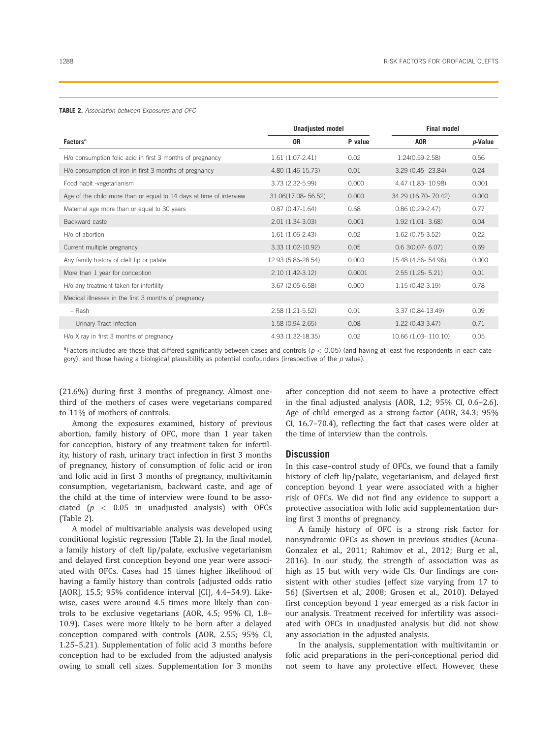**TABLE 2.** *Association between Exposures and OFC*

| Factors[a] | Unadjusted model | | Final model | |
|---|---|---|---|---|
| | OR | P value | AOR | *p*-Value |
| H/o consumption folic acid in first 3 months of pregnancy | 1.61 (1.07-2.41) | 0.02 | 1.24(0.59-2.58) | 0.56 |
| H/o consumption of iron in first 3 months of pregnancy | 4.80 (1.46-15.73) | 0.01 | 3.29 (0.45- 23.84) | 0.24 |
| Food habit -vegetarianism | 3.73 (2.32-5.99) | 0.000 | 4.47 (1.83- 10.98) | 0.001 |
| Age of the child more than or equal to 14 days at time of interview | 31.06(17.08- 56.52) | 0.000 | 34.29 (16.70- 70.42) | 0.000 |
| Maternal age more than or equal to 30 years | 0.87 (0.47-1.64) | 0.68 | 0.86 (0.29-2.47) | 0.77 |
| Backward caste | 2.01 (1.34-3.03) | 0.001 | 1.92 (1.01- 3.68) | 0.04 |
| H/o of abortion | 1.61 (1.06-2.43) | 0.02 | 1.62 (0.75-3.52) | 0.22 |
| Current multiple pregnancy | 3.33 (1.02-10.92) | 0.05 | 0.6 3(0.07- 6.07) | 0.69 |
| Any family history of cleft lip or palate | 12.93 (5.86-28.54) | 0.000 | 15.48 (4.36- 54.96) | 0.000 |
| More than 1 year for conception | 2.10 (1.42-3.12) | 0.0001 | 2.55 (1.25- 5.21) | 0.01 |
| H/o any treatment taken for infertility | 3.67 (2.05-6.58) | 0.000 | 1.15 (0.42-3.19) | 0.78 |
| Medical illnesses in the first 3 months of pregnancy | | | | |
| – Rash | 2.58 (1.21-5.52) | 0.01 | 3.37 (0.84-13.49) | 0.09 |
| – Urinary Tract Infection | 1.58 (0.94-2.65) | 0.08 | 1.22 (0.43-3.47) | 0.71 |
| H/o X ray in first 3 months of pregnancy | 4.93 (1.32-18.35) | 0.02 | 10.66 (1.03- 110.10) | 0.05 |

[a]Factors included are those that differed significantly between cases and controls ($p < 0.05$) (and having at least five respondents in each category), and those having a biological plausibility as potential confounders (irrespective of the *p* value).

(21.6%) during first 3 months of pregnancy. Almost one-third of the mothers of cases were vegetarians compared to 11% of mothers of controls.

Among the exposures examined, history of previous abortion, family history of OFC, more than 1 year taken for conception, history of any treatment taken for infertility, history of rash, urinary tract infection in first 3 months of pregnancy, history of consumption of folic acid or iron and folic acid in first 3 months of pregnancy, multivitamin consumption, vegetarianism, backward caste, and age of the child at the time of interview were found to be associated ($p < 0.05$ in unadjusted analysis) with OFCs (Table 2).

A model of multivariable analysis was developed using conditional logistic regression (Table 2). In the final model, a family history of cleft lip/palate, exclusive vegetarianism and delayed first conception beyond one year were associated with OFCs. Cases had 15 times higher likelihood of having a family history than controls (adjusted odds ratio [AOR], 15.5; 95% confidence interval [CI], 4.4–54.9). Likewise, cases were around 4.5 times more likely than controls to be exclusive vegetarians (AOR, 4.5; 95% CI, 1.8–10.9). Cases were more likely to be born after a delayed conception compared with controls (AOR, 2.55; 95% CI, 1.25–5.21). Supplementation of folic acid 3 months before conception had to be excluded from the adjusted analysis owing to small cell sizes. Supplementation for 3 months after conception did not seem to have a protective effect in the final adjusted analysis (AOR, 1.2; 95% CI, 0.6–2.6). Age of child emerged as a strong factor (AOR, 34.3; 95% CI, 16.7–70.4), reflecting the fact that cases were older at the time of interview than the controls.

## Discussion

In this case–control study of OFCs, we found that a family history of cleft lip/palate, vegetarianism, and delayed first conception beyond 1 year were associated with a higher risk of OFCs. We did not find any evidence to support a protective association with folic acid supplementation during first 3 months of pregnancy.

A family history of OFC is a strong risk factor for nonsyndromic OFCs as shown in previous studies (Acuna-Gonzalez et al., 2011; Rahimov et al., 2012; Burg et al., 2016). In our study, the strength of association was as high as 15 but with very wide CIs. Our findings are consistent with other studies (effect size varying from 17 to 56) (Sivertsen et al., 2008; Grosen et al., 2010). Delayed first conception beyond 1 year emerged as a risk factor in our analysis. Treatment received for infertility was associated with OFCs in unadjusted analysis but did not show any association in the adjusted analysis.

In the analysis, supplementation with multivitamin or folic acid preparations in the peri-conceptional period did not seem to have any protective effect. However, these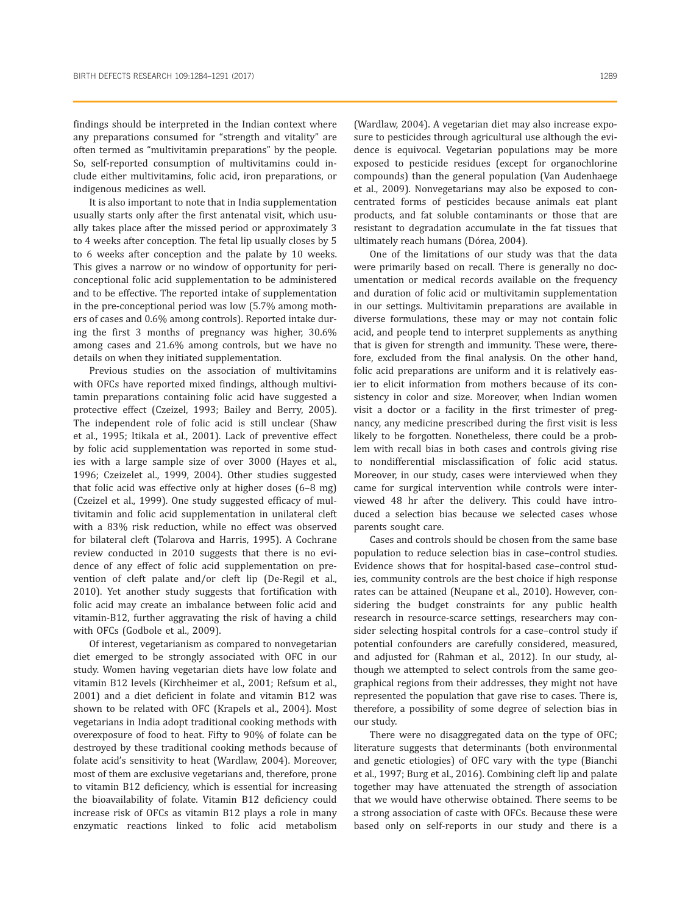findings should be interpreted in the Indian context where any preparations consumed for "strength and vitality" are often termed as "multivitamin preparations" by the people. So, self-reported consumption of multivitamins could include either multivitamins, folic acid, iron preparations, or indigenous medicines as well.

It is also important to note that in India supplementation usually starts only after the first antenatal visit, which usually takes place after the missed period or approximately 3 to 4 weeks after conception. The fetal lip usually closes by 5 to 6 weeks after conception and the palate by 10 weeks. This gives a narrow or no window of opportunity for periconceptional folic acid supplementation to be administered and to be effective. The reported intake of supplementation in the pre-conceptional period was low (5.7% among mothers of cases and 0.6% among controls). Reported intake during the first 3 months of pregnancy was higher, 30.6% among cases and 21.6% among controls, but we have no details on when they initiated supplementation.

Previous studies on the association of multivitamins with OFCs have reported mixed findings, although multivitamin preparations containing folic acid have suggested a protective effect (Czeizel, 1993; Bailey and Berry, 2005). The independent role of folic acid is still unclear (Shaw et al., 1995; Itikala et al., 2001). Lack of preventive effect by folic acid supplementation was reported in some studies with a large sample size of over 3000 (Hayes et al., 1996; Czeizelet al., 1999, 2004). Other studies suggested that folic acid was effective only at higher doses (6–8 mg) (Czeizel et al., 1999). One study suggested efficacy of multivitamin and folic acid supplementation in unilateral cleft with a 83% risk reduction, while no effect was observed for bilateral cleft (Tolarova and Harris, 1995). A Cochrane review conducted in 2010 suggests that there is no evidence of any effect of folic acid supplementation on prevention of cleft palate and/or cleft lip (De-Regil et al., 2010). Yet another study suggests that fortification with folic acid may create an imbalance between folic acid and vitamin-B12, further aggravating the risk of having a child with OFCs (Godbole et al., 2009).

Of interest, vegetarianism as compared to nonvegetarian diet emerged to be strongly associated with OFC in our study. Women having vegetarian diets have low folate and vitamin B12 levels (Kirchheimer et al., 2001; Refsum et al., 2001) and a diet deficient in folate and vitamin B12 was shown to be related with OFC (Krapels et al., 2004). Most vegetarians in India adopt traditional cooking methods with overexposure of food to heat. Fifty to 90% of folate can be destroyed by these traditional cooking methods because of folate acid's sensitivity to heat (Wardlaw, 2004). Moreover, most of them are exclusive vegetarians and, therefore, prone to vitamin B12 deficiency, which is essential for increasing the bioavailability of folate. Vitamin B12 deficiency could increase risk of OFCs as vitamin B12 plays a role in many enzymatic reactions linked to folic acid metabolism (Wardlaw, 2004). A vegetarian diet may also increase exposure to pesticides through agricultural use although the evidence is equivocal. Vegetarian populations may be more exposed to pesticide residues (except for organochlorine compounds) than the general population (Van Audenhaege et al., 2009). Nonvegetarians may also be exposed to concentrated forms of pesticides because animals eat plant products, and fat soluble contaminants or those that are resistant to degradation accumulate in the fat tissues that ultimately reach humans (Dórea, 2004).

One of the limitations of our study was that the data were primarily based on recall. There is generally no documentation or medical records available on the frequency and duration of folic acid or multivitamin supplementation in our settings. Multivitamin preparations are available in diverse formulations, these may or may not contain folic acid, and people tend to interpret supplements as anything that is given for strength and immunity. These were, therefore, excluded from the final analysis. On the other hand, folic acid preparations are uniform and it is relatively easier to elicit information from mothers because of its consistency in color and size. Moreover, when Indian women visit a doctor or a facility in the first trimester of pregnancy, any medicine prescribed during the first visit is less likely to be forgotten. Nonetheless, there could be a problem with recall bias in both cases and controls giving rise to nondifferential misclassification of folic acid status. Moreover, in our study, cases were interviewed when they came for surgical intervention while controls were interviewed 48 hr after the delivery. This could have introduced a selection bias because we selected cases whose parents sought care.

Cases and controls should be chosen from the same base population to reduce selection bias in case–control studies. Evidence shows that for hospital-based case–control studies, community controls are the best choice if high response rates can be attained (Neupane et al., 2010). However, considering the budget constraints for any public health research in resource-scarce settings, researchers may consider selecting hospital controls for a case–control study if potential confounders are carefully considered, measured, and adjusted for (Rahman et al., 2012). In our study, although we attempted to select controls from the same geographical regions from their addresses, they might not have represented the population that gave rise to cases. There is, therefore, a possibility of some degree of selection bias in our study.

There were no disaggregated data on the type of OFC; literature suggests that determinants (both environmental and genetic etiologies) of OFC vary with the type (Bianchi et al., 1997; Burg et al., 2016). Combining cleft lip and palate together may have attenuated the strength of association that we would have otherwise obtained. There seems to be a strong association of caste with OFCs. Because these were based only on self-reports in our study and there is a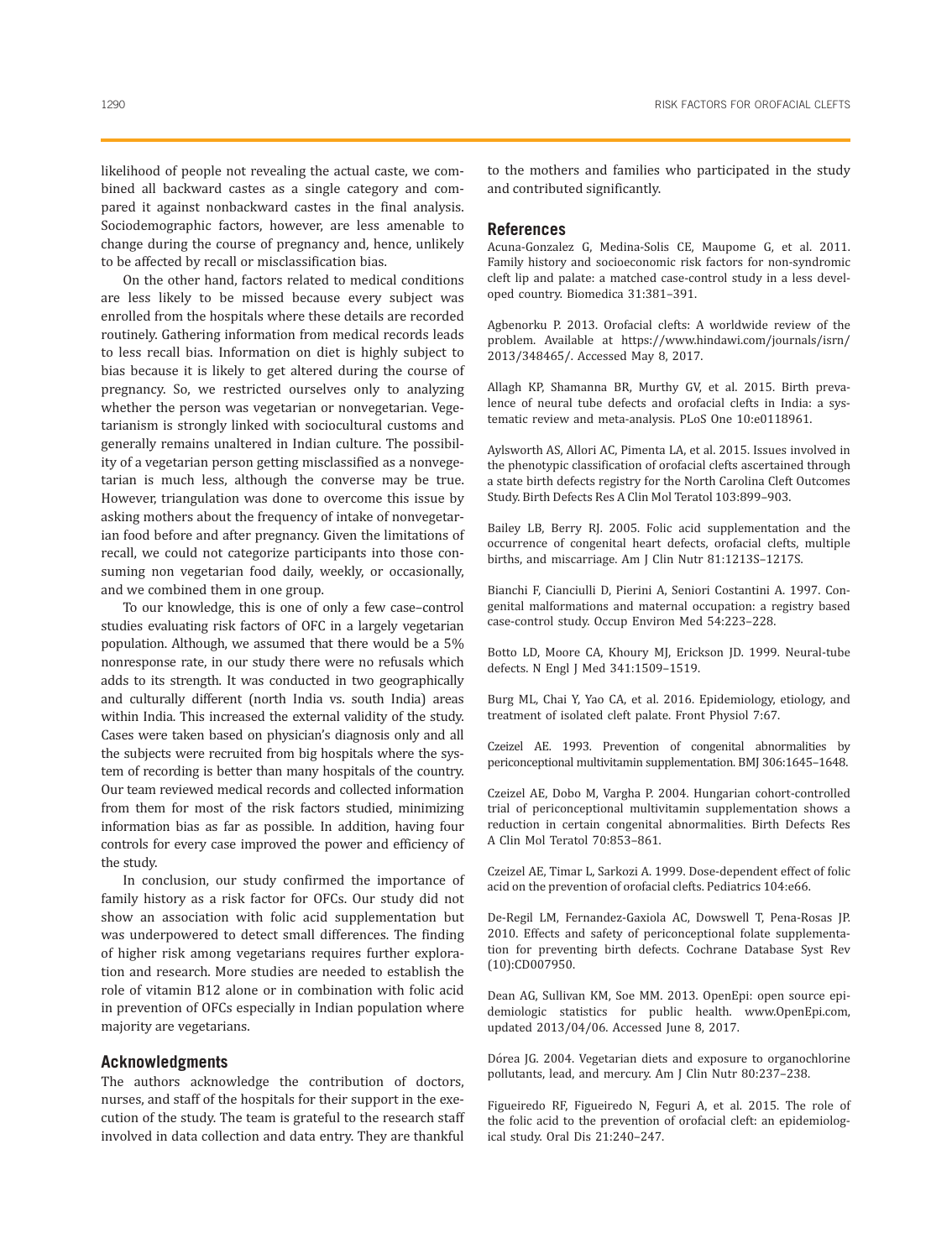likelihood of people not revealing the actual caste, we combined all backward castes as a single category and compared it against nonbackward castes in the final analysis. Sociodemographic factors, however, are less amenable to change during the course of pregnancy and, hence, unlikely to be affected by recall or misclassification bias.

On the other hand, factors related to medical conditions are less likely to be missed because every subject was enrolled from the hospitals where these details are recorded routinely. Gathering information from medical records leads to less recall bias. Information on diet is highly subject to bias because it is likely to get altered during the course of pregnancy. So, we restricted ourselves only to analyzing whether the person was vegetarian or nonvegetarian. Vegetarianism is strongly linked with sociocultural customs and generally remains unaltered in Indian culture. The possibility of a vegetarian person getting misclassified as a nonvegetarian is much less, although the converse may be true. However, triangulation was done to overcome this issue by asking mothers about the frequency of intake of nonvegetarian food before and after pregnancy. Given the limitations of recall, we could not categorize participants into those consuming non vegetarian food daily, weekly, or occasionally, and we combined them in one group.

To our knowledge, this is one of only a few case–control studies evaluating risk factors of OFC in a largely vegetarian population. Although, we assumed that there would be a 5% nonresponse rate, in our study there were no refusals which adds to its strength. It was conducted in two geographically and culturally different (north India vs. south India) areas within India. This increased the external validity of the study. Cases were taken based on physician's diagnosis only and all the subjects were recruited from big hospitals where the system of recording is better than many hospitals of the country. Our team reviewed medical records and collected information from them for most of the risk factors studied, minimizing information bias as far as possible. In addition, having four controls for every case improved the power and efficiency of the study.

In conclusion, our study confirmed the importance of family history as a risk factor for OFCs. Our study did not show an association with folic acid supplementation but was underpowered to detect small differences. The finding of higher risk among vegetarians requires further exploration and research. More studies are needed to establish the role of vitamin B12 alone or in combination with folic acid in prevention of OFCs especially in Indian population where majority are vegetarians.

## Acknowledgments

The authors acknowledge the contribution of doctors, nurses, and staff of the hospitals for their support in the execution of the study. The team is grateful to the research staff involved in data collection and data entry. They are thankful to the mothers and families who participated in the study and contributed significantly.

## References

Acuna-Gonzalez G, Medina-Solis CE, Maupome G, et al. 2011. Family history and socioeconomic risk factors for non-syndromic cleft lip and palate: a matched case-control study in a less developed country. Biomedica 31:381–391.

Agbenorku P. 2013. Orofacial clefts: A worldwide review of the problem. Available at https://www.hindawi.com/journals/isrn/2013/348465/. Accessed May 8, 2017.

Allagh KP, Shamanna BR, Murthy GV, et al. 2015. Birth prevalence of neural tube defects and orofacial clefts in India: a systematic review and meta-analysis. PLoS One 10:e0118961.

Aylsworth AS, Allori AC, Pimenta LA, et al. 2015. Issues involved in the phenotypic classification of orofacial clefts ascertained through a state birth defects registry for the North Carolina Cleft Outcomes Study. Birth Defects Res A Clin Mol Teratol 103:899–903.

Bailey LB, Berry RJ. 2005. Folic acid supplementation and the occurrence of congenital heart defects, orofacial clefts, multiple births, and miscarriage. Am J Clin Nutr 81:1213S–1217S.

Bianchi F, Cianciulli D, Pierini A, Seniori Costantini A. 1997. Congenital malformations and maternal occupation: a registry based case-control study. Occup Environ Med 54:223–228.

Botto LD, Moore CA, Khoury MJ, Erickson JD. 1999. Neural-tube defects. N Engl J Med 341:1509–1519.

Burg ML, Chai Y, Yao CA, et al. 2016. Epidemiology, etiology, and treatment of isolated cleft palate. Front Physiol 7:67.

Czeizel AE. 1993. Prevention of congenital abnormalities by periconceptional multivitamin supplementation. BMJ 306:1645–1648.

Czeizel AE, Dobo M, Vargha P. 2004. Hungarian cohort-controlled trial of periconceptional multivitamin supplementation shows a reduction in certain congenital abnormalities. Birth Defects Res A Clin Mol Teratol 70:853–861.

Czeizel AE, Timar L, Sarkozi A. 1999. Dose-dependent effect of folic acid on the prevention of orofacial clefts. Pediatrics 104:e66.

De-Regil LM, Fernandez-Gaxiola AC, Dowswell T, Pena-Rosas JP. 2010. Effects and safety of periconceptional folate supplementation for preventing birth defects. Cochrane Database Syst Rev (10):CD007950.

Dean AG, Sullivan KM, Soe MM. 2013. OpenEpi: open source epidemiologic statistics for public health. www.OpenEpi.com, updated 2013/04/06. Accessed June 8, 2017.

Dórea JG. 2004. Vegetarian diets and exposure to organochlorine pollutants, lead, and mercury. Am J Clin Nutr 80:237–238.

Figueiredo RF, Figueiredo N, Feguri A, et al. 2015. The role of the folic acid to the prevention of orofacial cleft: an epidemiological study. Oral Dis 21:240–247.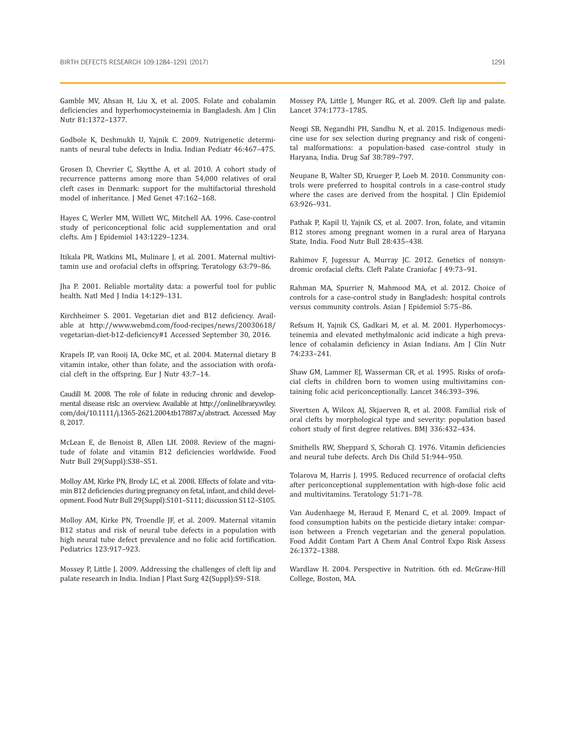Gamble MV, Ahsan H, Liu X, et al. 2005. Folate and cobalamin deficiencies and hyperhomocysteinemia in Bangladesh. Am J Clin Nutr 81:1372–1377.

Godbole K, Deshmukh U, Yajnik C. 2009. Nutrigenetic determinants of neural tube defects in India. Indian Pediatr 46:467–475.

Grosen D, Chevrier C, Skytthe A, et al. 2010. A cohort study of recurrence patterns among more than 54,000 relatives of oral cleft cases in Denmark: support for the multifactorial threshold model of inheritance. J Med Genet 47:162–168.

Hayes C, Werler MM, Willett WC, Mitchell AA. 1996. Case-control study of periconceptional folic acid supplementation and oral clefts. Am J Epidemiol 143:1229–1234.

Itikala PR, Watkins ML, Mulinare J, et al. 2001. Maternal multivitamin use and orofacial clefts in offspring. Teratology 63:79–86.

Jha P. 2001. Reliable mortality data: a powerful tool for public health. Natl Med J India 14:129–131.

Kirchheimer S. 2001. Vegetarian diet and B12 deficiency. Available at http://www.webmd.com/food-recipes/news/20030618/vegetarian-diet-b12-deficiency#1 Accessed September 30, 2016.

Krapels IP, van Rooij IA, Ocke MC, et al. 2004. Maternal dietary B vitamin intake, other than folate, and the association with orofacial cleft in the offspring. Eur J Nutr 43:7–14.

Caudill M. 2008. The role of folate in reducing chronic and developmental disease risk: an overview. Available at http://onlinelibrary.wiley.com/doi/10.1111/j.1365-2621.2004.tb17887.x/abstract. Accessed May 8, 2017.

McLean E, de Benoist B, Allen LH. 2008. Review of the magnitude of folate and vitamin B12 deficiencies worldwide. Food Nutr Bull 29(Suppl):S38–S51.

Molloy AM, Kirke PN, Brody LC, et al. 2008. Effects of folate and vitamin B12 deficiencies during pregnancy on fetal, infant, and child development. Food Nutr Bull 29(Suppl):S101–S111; discussion S112–S105.

Molloy AM, Kirke PN, Troendle JF, et al. 2009. Maternal vitamin B12 status and risk of neural tube defects in a population with high neural tube defect prevalence and no folic acid fortification. Pediatrics 123:917–923.

Mossey P, Little J. 2009. Addressing the challenges of cleft lip and palate research in India. Indian J Plast Surg 42(Suppl):S9–S18.

Mossey PA, Little J, Munger RG, et al. 2009. Cleft lip and palate. Lancet 374:1773–1785.

Neogi SB, Negandhi PH, Sandhu N, et al. 2015. Indigenous medicine use for sex selection during pregnancy and risk of congenital malformations: a population-based case-control study in Haryana, India. Drug Saf 38:789–797.

Neupane B, Walter SD, Krueger P, Loeb M. 2010. Community controls were preferred to hospital controls in a case-control study where the cases are derived from the hospital. J Clin Epidemiol 63:926–931.

Pathak P, Kapil U, Yajnik CS, et al. 2007. Iron, folate, and vitamin B12 stores among pregnant women in a rural area of Haryana State, India. Food Nutr Bull 28:435–438.

Rahimov F, Jugessur A, Murray JC. 2012. Genetics of nonsyndromic orofacial clefts. Cleft Palate Craniofac J 49:73–91.

Rahman MA, Spurrier N, Mahmood MA, et al. 2012. Choice of controls for a case-control study in Bangladesh: hospital controls versus community controls. Asian J Epidemiol 5:75–86.

Refsum H, Yajnik CS, Gadkari M, et al. M. 2001. Hyperhomocysteinemia and elevated methylmalonic acid indicate a high prevalence of cobalamin deficiency in Asian Indians. Am J Clin Nutr 74:233–241.

Shaw GM, Lammer EJ, Wasserman CR, et al. 1995. Risks of orofacial clefts in children born to women using multivitamins containing folic acid periconceptionally. Lancet 346:393–396.

Sivertsen A, Wilcox AJ, Skjaerven R, et al. 2008. Familial risk of oral clefts by morphological type and severity: population based cohort study of first degree relatives. BMJ 336:432–434.

Smithells RW, Sheppard S, Schorah CJ. 1976. Vitamin deficiencies and neural tube defects. Arch Dis Child 51:944–950.

Tolarova M, Harris J. 1995. Reduced recurrence of orofacial clefts after periconceptional supplementation with high-dose folic acid and multivitamins. Teratology 51:71–78.

Van Audenhaege M, Heraud F, Menard C, et al. 2009. Impact of food consumption habits on the pesticide dietary intake: comparison between a French vegetarian and the general population. Food Addit Contam Part A Chem Anal Control Expo Risk Assess 26:1372–1388.

Wardlaw H. 2004. Perspective in Nutrition. 6th ed. McGraw-Hill College, Boston, MA.